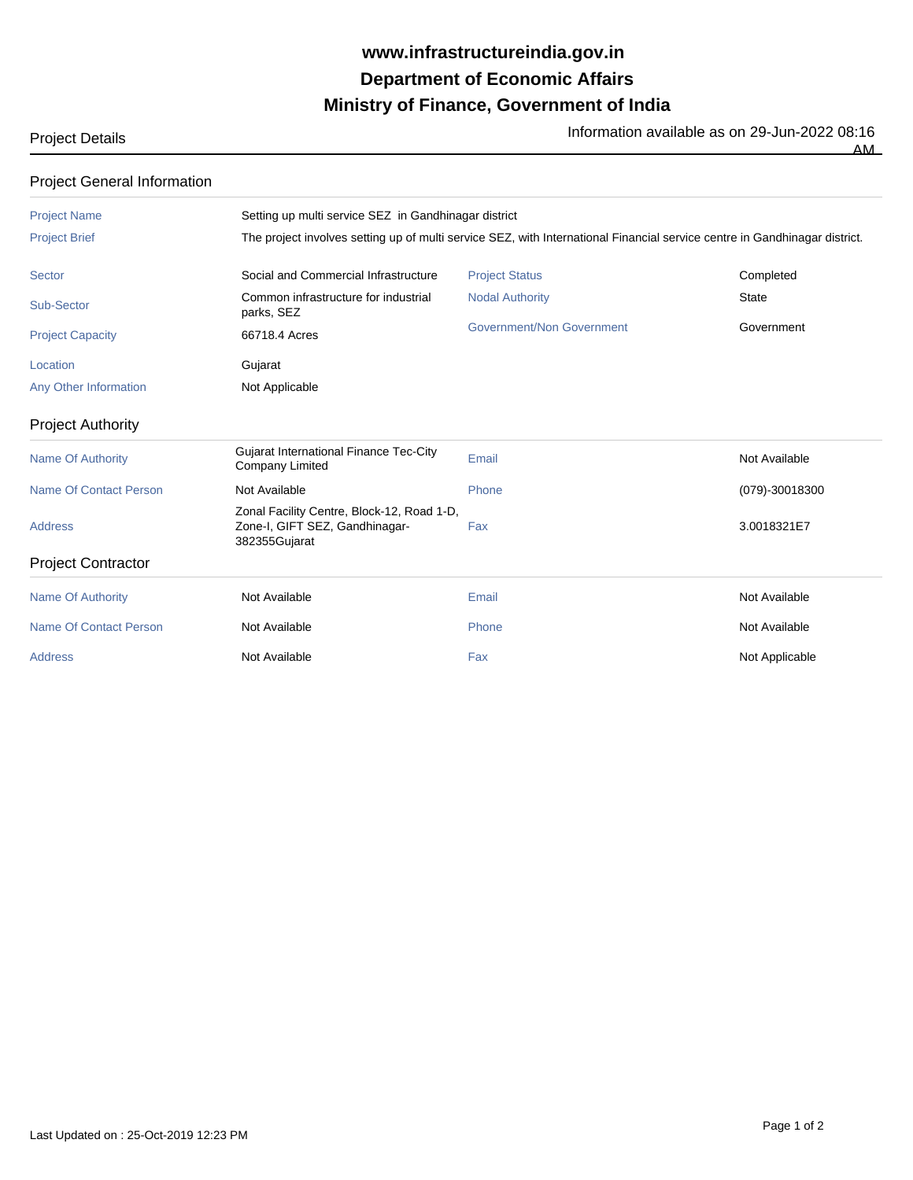# www.infrastructureindia.gov.in
# Department of Economic Affairs
# Ministry of Finance, Government of India

Project Details

Information available as on 29-Jun-2022 08:16 AM

## Project General Information

| | | | |
|---|---|---|---|
| Project Name | Setting up multi service SEZ in Gandhinagar district | | |
| Project Brief | The project involves setting up of multi service SEZ, with International Financial service centre in Gandhinagar district. | | |
| Sector | Social and Commercial Infrastructure | Project Status | Completed |
| Sub-Sector | Common infrastructure for industrial parks, SEZ | Nodal Authority | State |
| Project Capacity | 66718.4 Acres | Government/Non Government | Government |
| Location | Gujarat | | |
| Any Other Information | Not Applicable | | |

## Project Authority

| | | | |
|---|---|---|---|
| Name Of Authority | Gujarat International Finance Tec-City Company Limited | Email | Not Available |
| Name Of Contact Person | Not Available | Phone | (079)-30018300 |
| Address | Zonal Facility Centre, Block-12, Road 1-D, Zone-I, GIFT SEZ, Gandhinagar-382355Gujarat | Fax | 3.0018321E7 |

## Project Contractor

| | | | |
|---|---|---|---|
| Name Of Authority | Not Available | Email | Not Available |
| Name Of Contact Person | Not Available | Phone | Not Available |
| Address | Not Available | Fax | Not Applicable |

Last Updated on : 25-Oct-2019 12:23 PM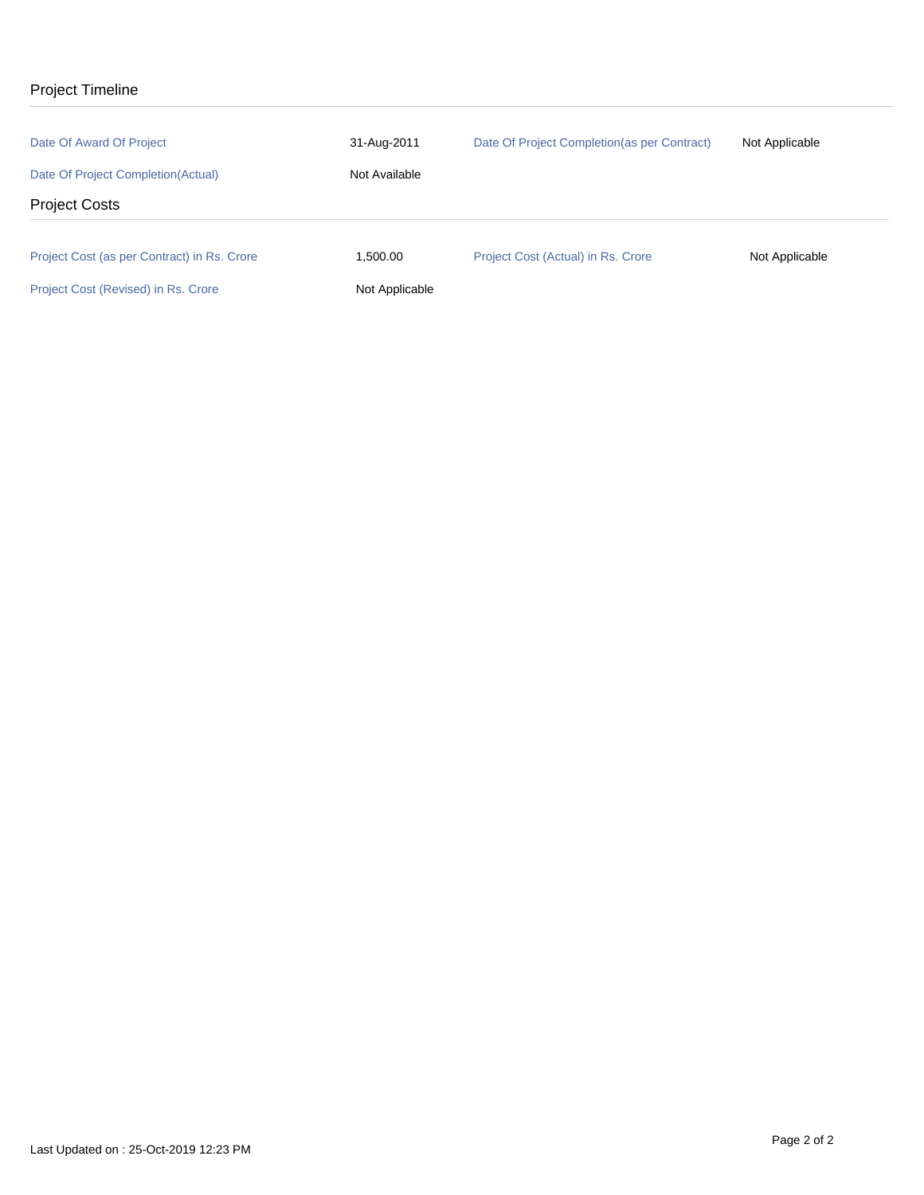## Project Timeline

| | | | |
|---|---|---|---|
| Date Of Award Of Project | 31-Aug-2011 | Date Of Project Completion(as per Contract) | Not Applicable |
| Date Of Project Completion(Actual) | Not Available | | |

## Project Costs

| | | | |
|---|---|---|---|
| Project Cost (as per Contract) in Rs. Crore | 1,500.00 | Project Cost (Actual) in Rs. Crore | Not Applicable |
| Project Cost (Revised) in Rs. Crore | Not Applicable | | |

Last Updated on : 25-Oct-2019 12:23 PM